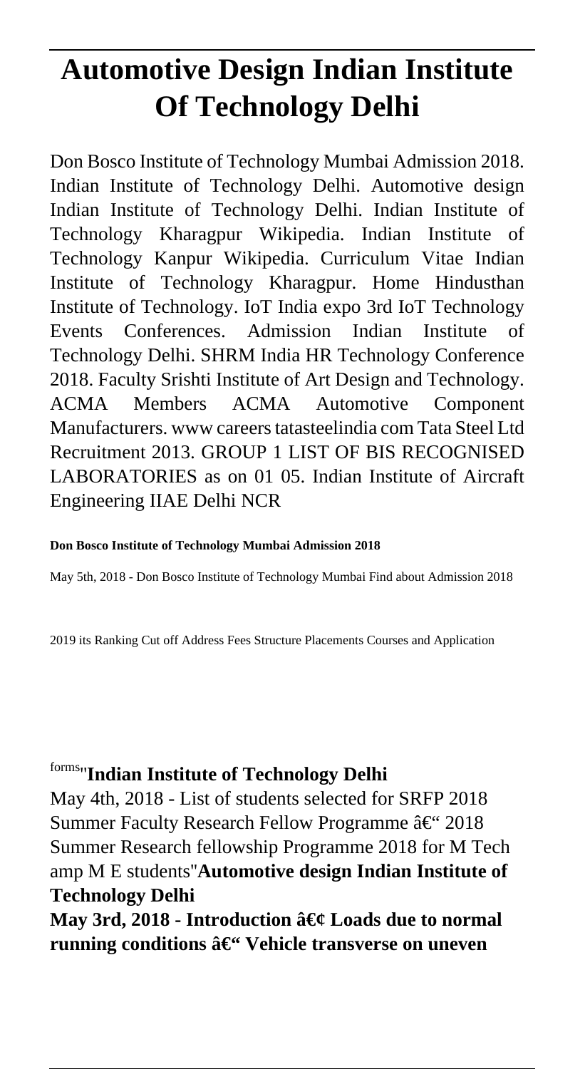# Automotive Design Indian Institute Of Technology Delhi

Don Bosco Institute of Technology Mumbai Admission 2018. Indian Institute of Technology Delhi. Automotive design Indian Institute of Technology Delhi. Indian Institute of Technology Kharagpur Wikipedia. Indian Institute of Technology Kanpur Wikipedia. Curriculum Vitae Indian Institute of Technology Kharagpur. Home Hindusthan Institute of Technology. IoT India expo 3rd IoT Technology Events Conferences. Admission Indian Institute of Technology Delhi. SHRM India HR Technology Conference 2018. Faculty Srishti Institute of Art Design and Technology. ACMA Members ACMA Automotive Component Manufacturers. www careers tatasteelindia com Tata Steel Ltd Recruitment 2013. GROUP 1 LIST OF BIS RECOGNISED LABORATORIES as on 01 05. Indian Institute of Aircraft Engineering IIAE Delhi NCR

**Don Bosco Institute of Technology Mumbai Admission 2018**

May 5th, 2018 - Don Bosco Institute of Technology Mumbai Find about Admission 2018 2019 its Ranking Cut off Address Fees Structure Placements Courses and Application forms''**Indian Institute of Technology Delhi**

May 4th, 2018 - List of students selected for SRFP 2018 Summer Faculty Research Fellow Programme â€“ 2018 Summer Research fellowship Programme 2018 for M Tech amp M E students''**Automotive design Indian Institute of Technology Delhi**

**May 3rd, 2018 - Introduction â€¢ Loads due to normal running conditions â€“ Vehicle transverse on uneven**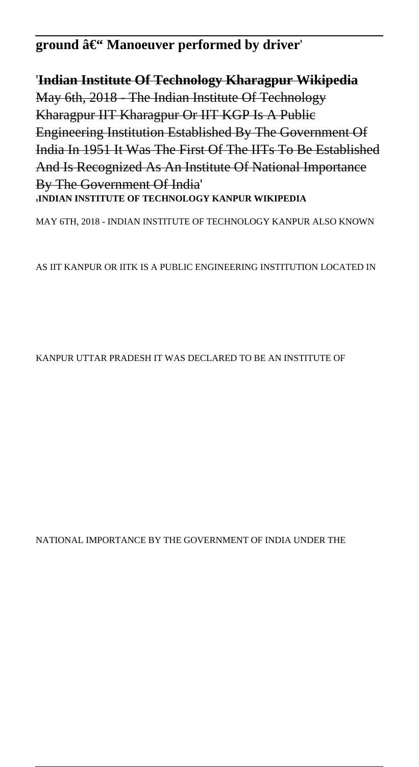**ground â€“ Manoeuver performed by driver**'

'**Indian Institute Of Technology Kharagpur Wikipedia**
~~May 6th, 2018 - The Indian Institute Of Technology Kharagpur IIT Kharagpur Or IIT KGP Is A Public Engineering Institution Established By The Government Of India In 1951 It Was The First Of The IITs To Be Established And Is Recognized As An Institute Of National Importance By The Government Of India~~'
'**INDIAN INSTITUTE OF TECHNOLOGY KANPUR WIKIPEDIA**

MAY 6TH, 2018 - INDIAN INSTITUTE OF TECHNOLOGY KANPUR ALSO KNOWN

AS IIT KANPUR OR IITK IS A PUBLIC ENGINEERING INSTITUTION LOCATED IN

KANPUR UTTAR PRADESH IT WAS DECLARED TO BE AN INSTITUTE OF

NATIONAL IMPORTANCE BY THE GOVERNMENT OF INDIA UNDER THE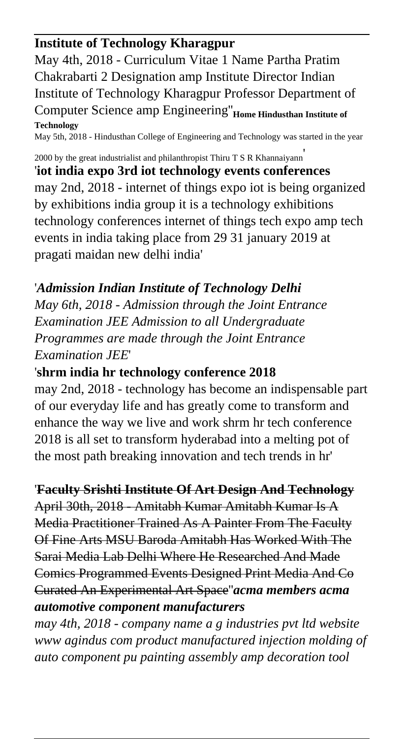**Institute of Technology Kharagpur**

May 4th, 2018 - Curriculum Vitae 1 Name Partha Pratim Chakrabarti 2 Designation amp Institute Director Indian Institute of Technology Kharagpur Professor Department of Computer Science amp Engineering''**Home Hindusthan Institute of Technology**

May 5th, 2018 - Hindusthan College of Engineering and Technology was started in the year 2000 by the great industrialist and philanthropist Thiru T S R Khannaiyann'

'**iot india expo 3rd iot technology events conferences**

may 2nd, 2018 - internet of things expo iot is being organized by exhibitions india group it is a technology exhibitions technology conferences internet of things tech expo amp tech events in india taking place from 29 31 january 2019 at pragati maidan new delhi india'

'***Admission Indian Institute of Technology Delhi***

*May 6th, 2018 - Admission through the Joint Entrance Examination JEE Admission to all Undergraduate Programmes are made through the Joint Entrance Examination JEE*'

'**shrm india hr technology conference 2018**

may 2nd, 2018 - technology has become an indispensable part of our everyday life and has greatly come to transform and enhance the way we live and work shrm hr tech conference 2018 is all set to transform hyderabad into a melting pot of the most path breaking innovation and tech trends in hr'

'**Faculty Srishti Institute Of Art Design And Technology**

April 30th, 2018 - Amitabh Kumar Amitabh Kumar Is A Media Practitioner Trained As A Painter From The Faculty Of Fine Arts MSU Baroda Amitabh Has Worked With The Sarai Media Lab Delhi Where He Researched And Made Comics Programmed Events Designed Print Media And Co Curated An Experimental Art Space''***acma members acma automotive component manufacturers***

*may 4th, 2018 - company name a g industries pvt ltd website www agindus com product manufactured injection molding of auto component pu painting assembly amp decoration tool*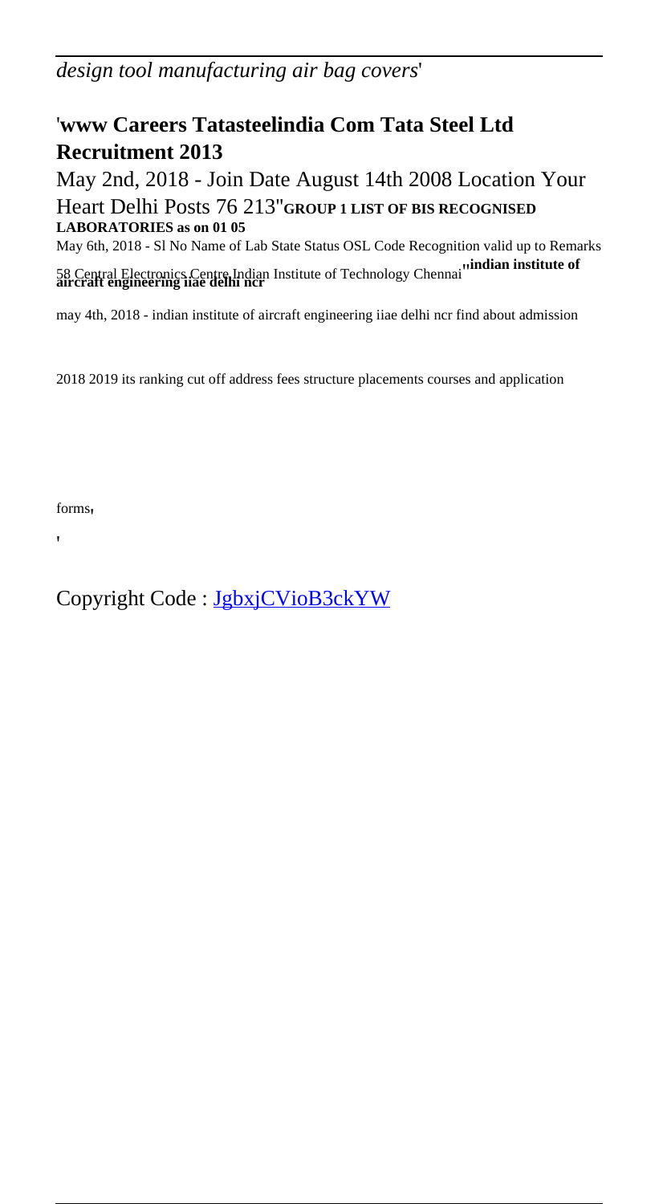*design tool manufacturing air bag covers*'

'**www Careers Tatasteelindia Com Tata Steel Ltd Recruitment 2013**

May 2nd, 2018 - Join Date August 14th 2008 Location Your Heart Delhi Posts 76 213''**GROUP 1 LIST OF BIS RECOGNISED LABORATORIES as on 01 05**

May 6th, 2018 - Sl No Name of Lab State Status OSL Code Recognition valid up to Remarks 58 Central Electronics Centre Indian Institute of Technology Chennai''**indian institute of aircraft engineering iiae delhi ncr**

may 4th, 2018 - indian institute of aircraft engineering iiae delhi ncr find about admission 2018 2019 its ranking cut off address fees structure placements courses and application forms'

'

Copyright Code : JgbxjCVioB3ckYW